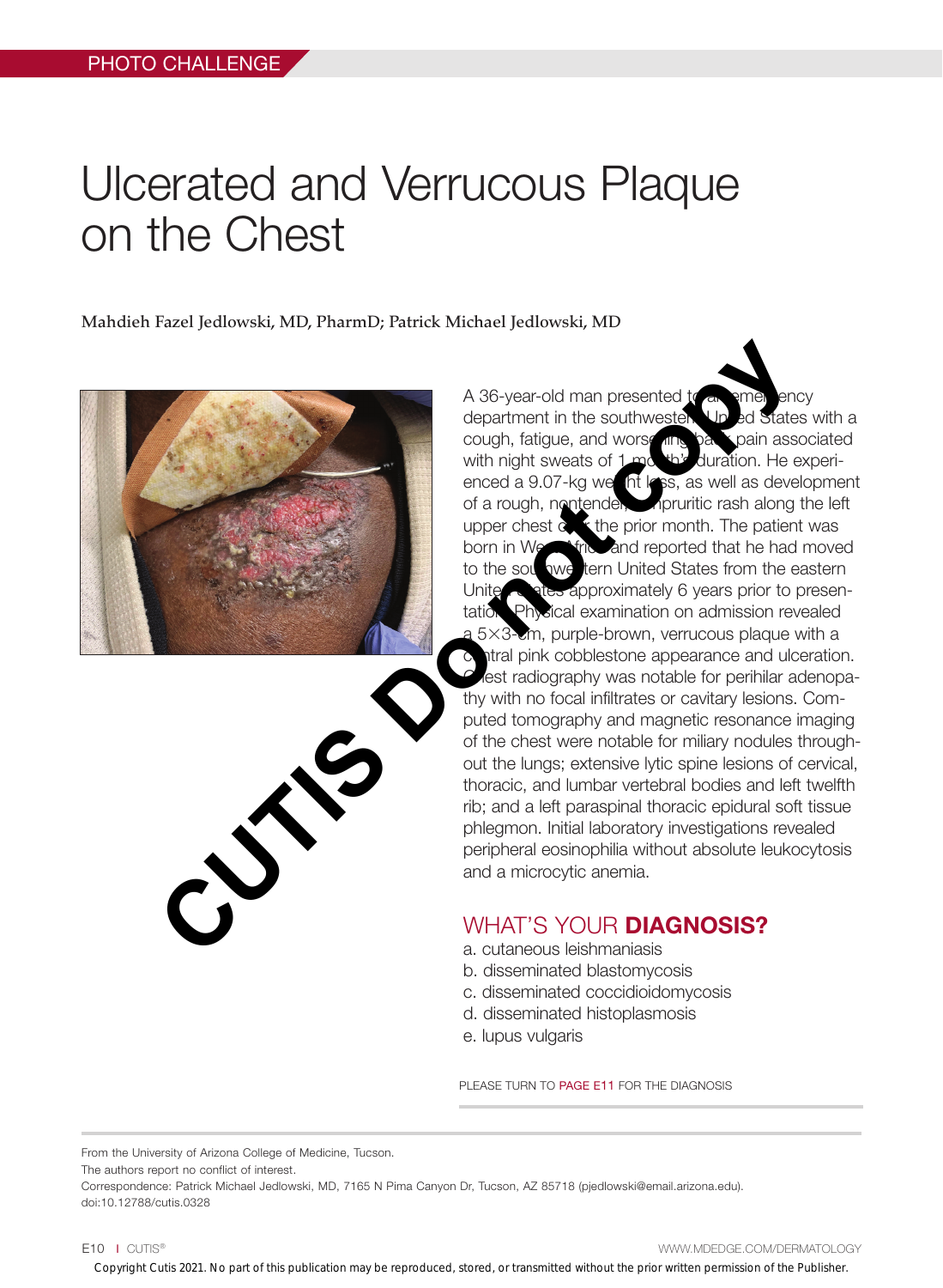PHOTO CHALLENGE

# Ulcerated and Verrucous Plaque on the Chest

**Mahdieh Fazel Jedlowski, MD, PharmD; Patrick Michael Jedlowski, MD**

A 36-year-old man presented to the emergency department in the southwestern United States with a cough, fatigue, and worsening back pain associated with night sweats of 1 month duration. He experienced a 9.07-kg weight loss, as well as development of a rough, nontender, nonpruritic rash along the left upper chest in the prior month. The patient was born in West Africa and reported that he had moved to the southwestern United States from the eastern United States approximately 6 years prior to presentation. Physical examination on admission revealed a 5×3-cm, purple-brown, verrucous plaque with a central pink cobblestone appearance and ulceration. Chest radiography was notable for perihilar adenopathy with no focal infiltrates or cavitary lesions. Computed tomography and magnetic resonance imaging of the chest were notable for miliary nodules throughout the lungs; extensive lytic spine lesions of cervical, thoracic, and lumbar vertebral bodies and left twelfth rib; and a left paraspinal thoracic epidural soft tissue phlegmon. Initial laboratory investigations revealed peripheral eosinophilia without absolute leukocytosis and a microcytic anemia.

## WHAT'S YOUR **DIAGNOSIS?**

a. cutaneous leishmaniasis
b. disseminated blastomycosis
c. disseminated coccidioidomycosis
d. disseminated histoplasmosis
e. lupus vulgaris

PLEASE TURN TO PAGE E11 FOR THE DIAGNOSIS

From the University of Arizona College of Medicine, Tucson.
The authors report no conflict of interest.
Correspondence: Patrick Michael Jedlowski, MD, 7165 N Pima Canyon Dr, Tucson, AZ 85718 (pjedlowski@email.arizona.edu).
doi:10.12788/cutis.0328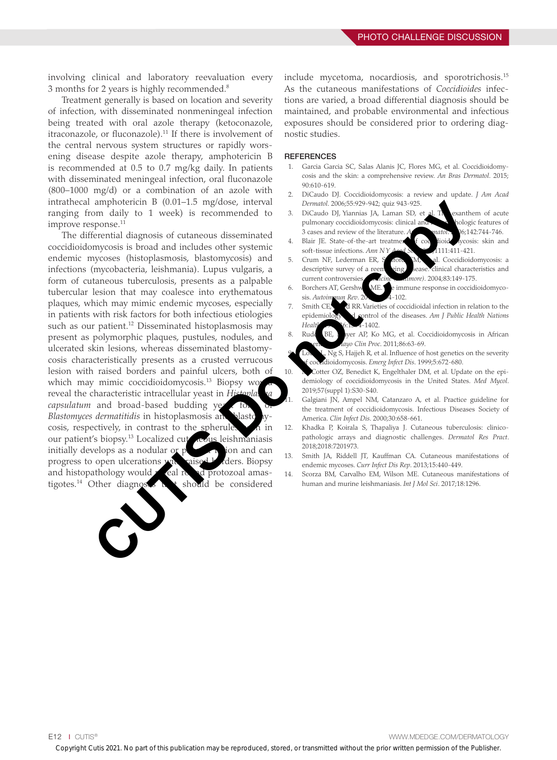involving clinical and laboratory reevaluation every 3 months for 2 years is highly recommended.[8]

Treatment generally is based on location and severity of infection, with disseminated nonmeningeal infection being treated with oral azole therapy (ketoconazole, itraconazole, or fluconazole).[11] If there is involvement of the central nervous system structures or rapidly worsening disease despite azole therapy, amphotericin B is recommended at 0.5 to 0.7 mg/kg daily. In patients with disseminated meningeal infection, oral fluconazole (800–1000 mg/d) or a combination of an azole with intrathecal amphotericin B (0.01–1.5 mg/dose, interval ranging from daily to 1 week) is recommended to improve response.[11]

The differential diagnosis of cutaneous disseminated coccidioidomycosis is broad and includes other systemic endemic mycoses (histoplasmosis, blastomycosis) and infections (mycobacteria, leishmania). Lupus vulgaris, a form of cutaneous tuberculosis, presents as a palpable tubercular lesion that may coalesce into erythematous plaques, which may mimic endemic mycoses, especially in patients with risk factors for both infectious etiologies such as our patient.[12] Disseminated histoplasmosis may present as polymorphic plaques, pustules, nodules, and ulcerated skin lesions, whereas disseminated blastomycosis characteristically presents as a crusted verrucous lesion with raised borders and painful ulcers, both of which may mimic coccidioidomycosis.[13] Biopsy would reveal the characteristic intracellular yeast in *Histoplasma capsulatum* and broad-based budding yeast of *Blastomyces dermatitidis* in histoplasmosis and blastomycosis, respectively, in contrast to the spherules in our patient's biopsy.[13] Localized cutaneous leishmaniasis initially develops as a nodular papule/lesion and can progress to open ulcerations with raised borders. Biopsy and histopathology would reveal round protozoal amastigotes.[14] Other diagnoses that should be considered include mycetoma, nocardiosis, and sporotrichosis.[15] As the cutaneous manifestations of *Coccidioides* infections are varied, a broad differential diagnosis should be maintained, and probable environmental and infectious exposures should be considered prior to ordering diagnostic studies.

## REFERENCES

1. Garcia Garcia SC, Salas Alanis JC, Flores MG, et al. Coccidioidomycosis and the skin: a comprehensive review. *An Bras Dermatol*. 2015;90:610-619.
2. DiCaudo DJ. Coccidioidomycosis: a review and update. *J Am Acad Dermatol*. 2006;55:929-942; quiz 943-925.
3. DiCaudo DJ, Yiannias JA, Laman SD, et al. The exanthem of acute pulmonary coccidioidomycosis: clinical and histologic features of 3 cases and review of the literature. *Arch Dermatol*. 2006;142:744-746.
4. Blair JE. State-of-the-art treatment of coccidioidomycosis: skin and soft-tissue infections. *Ann NY Acad Sci*. 2007;1111:411-421.
5. Crum NF, Lederman ER, Stafford CM, et al. Coccidioidomycosis: a descriptive survey of a reemerging disease. clinical characteristics and current controversies. *Medicine (Baltimore)*. 2004;83:149-175.
6. Borchers AT, Gershwin ME. The immune response in coccidioidomycosis. *Autoimmun Rev*. 2010;10:94-102.
7. Smith CE, Beard RR. Varieties of coccidioidal infection in relation to the epidemiology and control of the diseases. *Am J Public Health Nations Health*. 1946;36:1394-1402.
8. Ruddy BE, Mayer AP, Ko MG, et al. Coccidioidomycosis in African Americans. *Mayo Clin Proc*. 2011;86:63-69.
9. Louie L, Ng S, Hajjeh R, et al. Influence of host genetics on the severity of coccidioidomycosis. *Emerg Infect Dis*. 1999;5:672-680.
10. McCotter OZ, Benedict K, Engelthaler DM, et al. Update on the epidemiology of coccidioidomycosis in the United States. *Med Mycol*. 2019;57(suppl 1):S30-S40.
11. Galgiani JN, Ampel NM, Catanzaro A, et al. Practice guideline for the treatment of coccidioidomycosis. Infectious Diseases Society of America. *Clin Infect Dis*. 2000;30:658-661.
12. Khadka P, Koirala S, Thapaliya J. Cutaneous tuberculosis: clinicopathologic arrays and diagnostic challenges. *Dermatol Res Pract*. 2018;2018:7201973.
13. Smith JA, Riddell JT, Kauffman CA. Cutaneous manifestations of endemic mycoses. *Curr Infect Dis Rep*. 2013;15:440-449.
14. Scorza BM, Carvalho EM, Wilson ME. Cutaneous manifestations of human and murine leishmaniasis. *Int J Mol Sci*. 2017;18:1296.